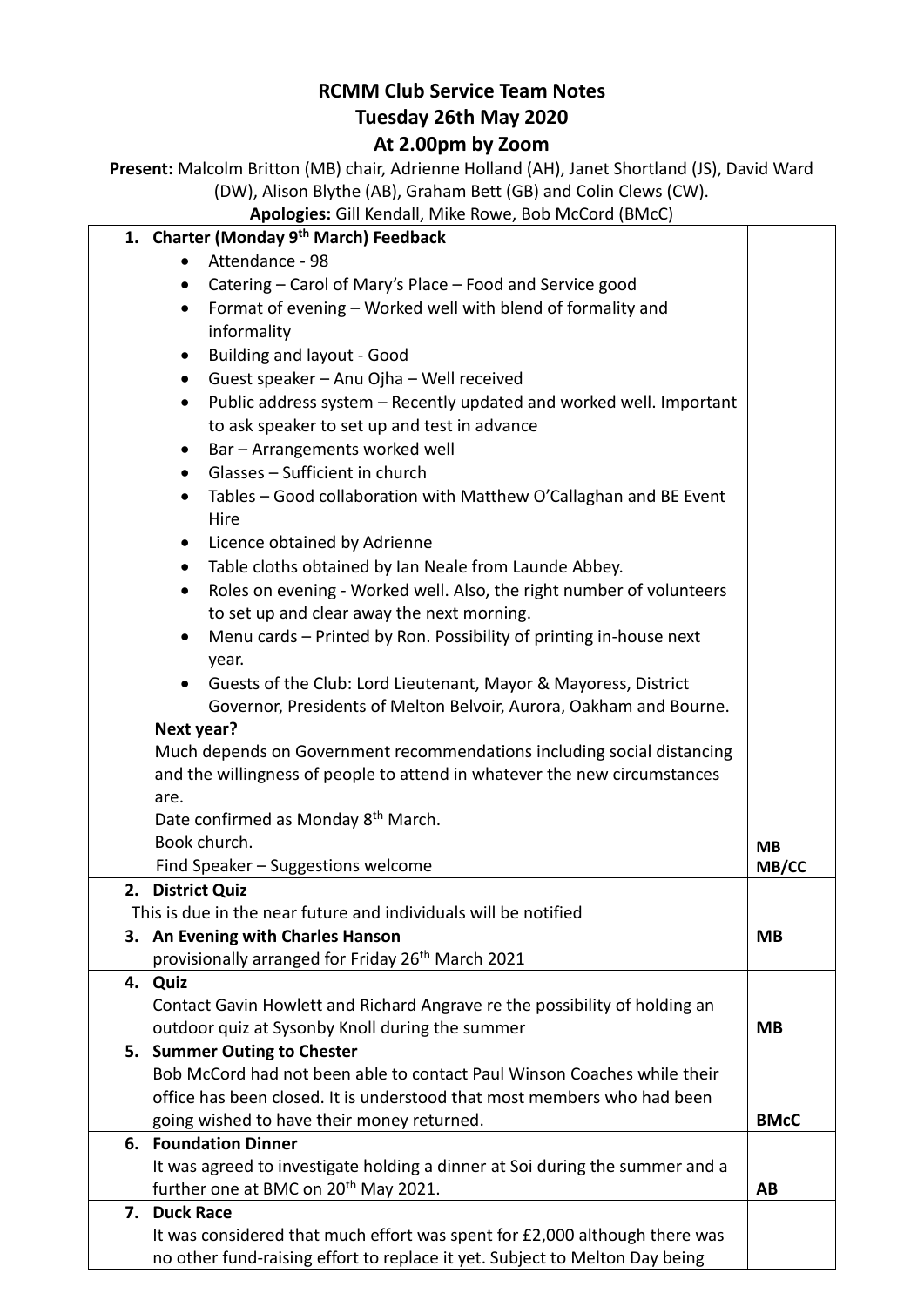# RCMM Club Service Team Notes
## Tuesday 26th May 2020
## At 2.00pm by Zoom

**Present:** Malcolm Britton (MB) chair, Adrienne Holland (AH), Janet Shortland (JS), David Ward (DW), Alison Blythe (AB), Graham Bett (GB) and Colin Clews (CW).

**Apologies:** Gill Kendall, Mike Rowe, Bob McCord (BMcC)

| | |
|---|---|
| **1. Charter (Monday 9th March) Feedback**<br>• Attendance - 98<br>• Catering – Carol of Mary's Place – Food and Service good<br>• Format of evening – Worked well with blend of formality and informality<br>• Building and layout - Good<br>• Guest speaker – Anu Ojha – Well received<br>• Public address system – Recently updated and worked well. Important to ask speaker to set up and test in advance<br>• Bar – Arrangements worked well<br>• Glasses – Sufficient in church<br>• Tables – Good collaboration with Matthew O'Callaghan and BE Event Hire<br>• Licence obtained by Adrienne<br>• Table cloths obtained by Ian Neale from Launde Abbey.<br>• Roles on evening - Worked well. Also, the right number of volunteers to set up and clear away the next morning.<br>• Menu cards – Printed by Ron. Possibility of printing in-house next year.<br>• Guests of the Club: Lord Lieutenant, Mayor & Mayoress, District Governor, Presidents of Melton Belvoir, Aurora, Oakham and Bourne.<br>**Next year?**<br>Much depends on Government recommendations including social distancing and the willingness of people to attend in whatever the new circumstances are.<br>Date confirmed as Monday 8th March.<br>Book church.<br>Find Speaker – Suggestions welcome | <br><br><br><br><br><br><br><br><br><br><br><br><br><br><br><br><br><br><br><br><br><br>**MB**<br>**MB/CC** |
| **2. District Quiz**<br>This is due in the near future and individuals will be notified | |
| **3. An Evening with Charles Hanson**<br>provisionally arranged for Friday 26th March 2021 | **MB** |
| **4. Quiz**<br>Contact Gavin Howlett and Richard Angrave re the possibility of holding an outdoor quiz at Sysonby Knoll during the summer | **MB** |
| **5. Summer Outing to Chester**<br>Bob McCord had not been able to contact Paul Winson Coaches while their office has been closed. It is understood that most members who had been going wished to have their money returned. | **BMcC** |
| **6. Foundation Dinner**<br>It was agreed to investigate holding a dinner at Soi during the summer and a further one at BMC on 20th May 2021. | **AB** |
| **7. Duck Race**<br>It was considered that much effort was spent for £2,000 although there was no other fund-raising effort to replace it yet. Subject to Melton Day being | |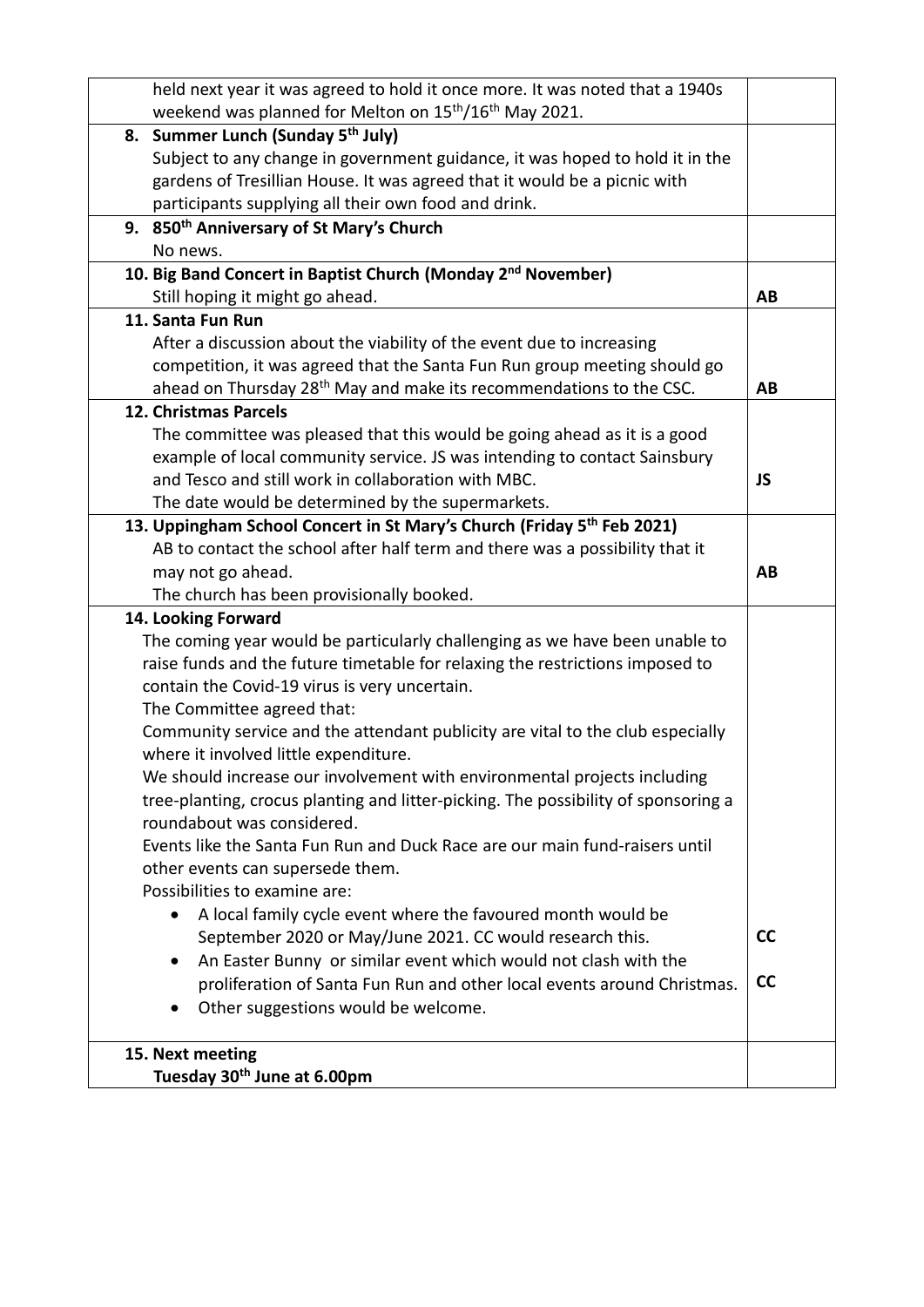| | |
|---|---|
| held next year it was agreed to hold it once more. It was noted that a 1940s weekend was planned for Melton on 15th/16th May 2021. | |
| **8. Summer Lunch (Sunday 5th July)**<br>Subject to any change in government guidance, it was hoped to hold it in the gardens of Tresillian House. It was agreed that it would be a picnic with participants supplying all their own food and drink. | |
| **9. 850th Anniversary of St Mary's Church**<br>No news. | |
| **10. Big Band Concert in Baptist Church (Monday 2nd November)**<br>Still hoping it might go ahead. | **AB** |
| **11. Santa Fun Run**<br>After a discussion about the viability of the event due to increasing competition, it was agreed that the Santa Fun Run group meeting should go ahead on Thursday 28th May and make its recommendations to the CSC. | **AB** |
| **12. Christmas Parcels**<br>The committee was pleased that this would be going ahead as it is a good example of local community service. JS was intending to contact Sainsbury and Tesco and still work in collaboration with MBC.<br>The date would be determined by the supermarkets. | **JS** |
| **13. Uppingham School Concert in St Mary's Church (Friday 5th Feb 2021)**<br>AB to contact the school after half term and there was a possibility that it may not go ahead.<br>The church has been provisionally booked. | **AB** |
| **14. Looking Forward**<br>The coming year would be particularly challenging as we have been unable to raise funds and the future timetable for relaxing the restrictions imposed to contain the Covid-19 virus is very uncertain.<br>The Committee agreed that:<br>Community service and the attendant publicity are vital to the club especially where it involved little expenditure.<br>We should increase our involvement with environmental projects including tree-planting, crocus planting and litter-picking. The possibility of sponsoring a roundabout was considered.<br>Events like the Santa Fun Run and Duck Race are our main fund-raisers until other events can supersede them.<br>Possibilities to examine are:<br>• A local family cycle event where the favoured month would be September 2020 or May/June 2021. CC would research this.<br>• An Easter Bunny or similar event which would not clash with the proliferation of Santa Fun Run and other local events around Christmas.<br>• Other suggestions would be welcome. | **CC**<br>**CC** |
| **15. Next meeting**<br>**Tuesday 30th June at 6.00pm** | |